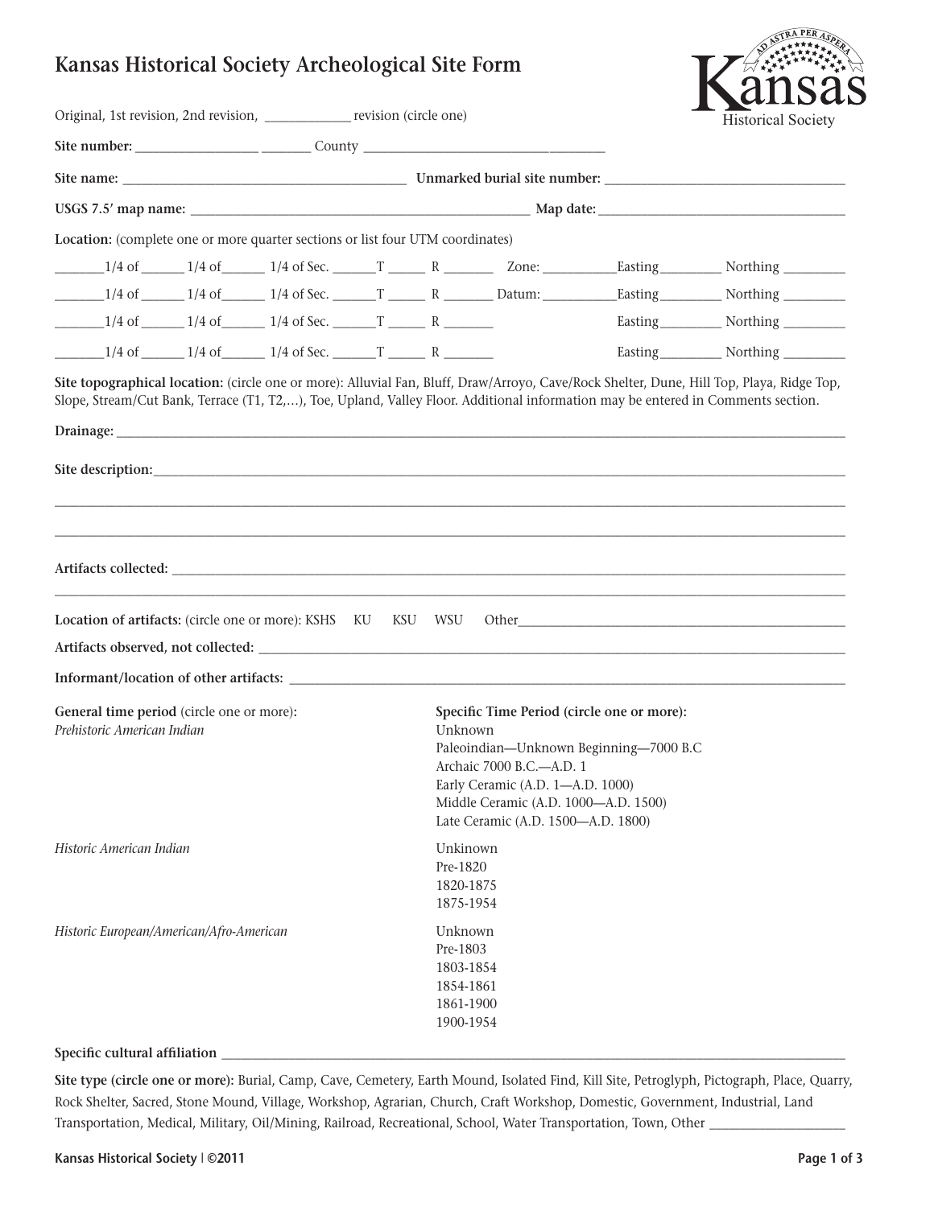# Kansas Historical Society Archeological Site Form

Kansas Historical Society

Original, 1st revision, 2nd revision, ____________ revision (circle one)

**Site number:** _________________ _______ County _________________________________

**Site name:** __________________________________________ **Unmarked burial site number:** __________________________________

**USGS 7.5' map name:** _________________________________________________ **Map date:** ____________________________________

**Location:** (complete one or more quarter sections or list four UTM coordinates)

_______1/4 of ______ 1/4 of______ 1/4 of Sec. ______T ______ R _______ Zone: ___________Easting_________ Northing _________

_______1/4 of ______ 1/4 of______ 1/4 of Sec. ______T ______ R _______ Datum: __________Easting_________ Northing _________

_______1/4 of ______ 1/4 of______ 1/4 of Sec. ______T ______ R _______ Easting_________ Northing _________

_______1/4 of ______ 1/4 of______ 1/4 of Sec. ______T ______ R _______ Easting_________ Northing _________

**Site topographical location:** (circle one or more): Alluvial Fan, Bluff, Draw/Arroyo, Cave/Rock Shelter, Dune, Hill Top, Playa, Ridge Top, Slope, Stream/Cut Bank, Terrace (T1, T2,…), Toe, Upland, Valley Floor. Additional information may be entered in Comments section.

**Drainage:** ______________________________________________________________________________________________________

**Site description:** ________________________________________________________________________________________________

____________________________________________________________________________________________________________

____________________________________________________________________________________________________________

**Artifacts collected:** ______________________________________________________________________________________________

____________________________________________________________________________________________________________

**Location of artifacts:** (circle one or more): KSHS KU KSU WSU Other_______________________________________________

**Artifacts observed, not collected:** ____________________________________________________________________________

**Informant/location of other artifacts:** _________________________________________________________________________

| **General time period** (circle one or more): | **Specific Time Period (circle one or more):** |
|---|---|
| *Prehistoric American Indian* | Unknown<br>Paleoindian—Unknown Beginning—7000 B.C<br>Archaic 7000 B.C.—A.D. 1<br>Early Ceramic (A.D. 1—A.D. 1000)<br>Middle Ceramic (A.D. 1000—A.D. 1500)<br>Late Ceramic (A.D. 1500—A.D. 1800) |
| *Historic American Indian* | Unkinown<br>Pre-1820<br>1820-1875<br>1875-1954 |
| *Historic European/American/Afro-American* | Unknown<br>Pre-1803<br>1803-1854<br>1854-1861<br>1861-1900<br>1900-1954 |

**Specific cultural affiliation** _____________________________________________________________________________________

**Site type (circle one or more):** Burial, Camp, Cave, Cemetery, Earth Mound, Isolated Find, Kill Site, Petroglyph, Pictograph, Place, Quarry, Rock Shelter, Sacred, Stone Mound, Village, Workshop, Agrarian, Church, Craft Workshop, Domestic, Government, Industrial, Land Transportation, Medical, Military, Oil/Mining, Railroad, Recreational, School, Water Transportation, Town, Other ____________________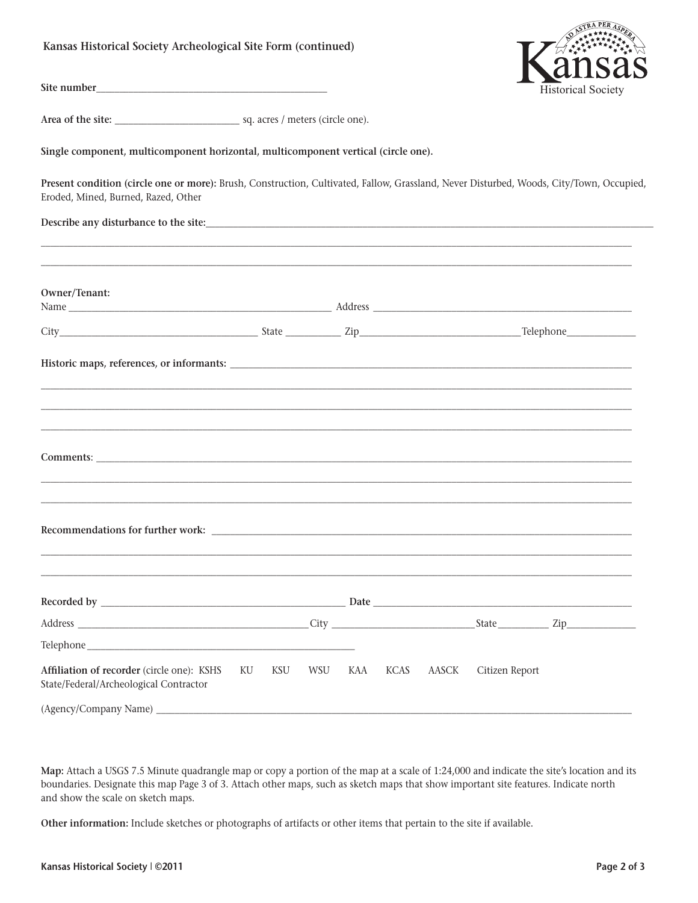**Kansas Historical Society Archeological Site Form (continued)**

Kansas Historical Society

**Site number**______________________________________________

**Area of the site:** ________________________ sq. acres / meters (circle one).

**Single component, multicomponent horizontal, multicomponent vertical (circle one).**

**Present condition (circle one or more):** Brush, Construction, Cultivated, Fallow, Grassland, Never Disturbed, Woods, City/Town, Occupied, Eroded, Mined, Burned, Razed, Other

**Describe any disturbance to the site:**______________________________________________________________________________

______________________________________________________________________________________________________________

______________________________________________________________________________________________________________

**Owner/Tenant:**

Name ______________________________________________________ Address ____________________________________________________

City________________________________________ State ___________ Zip________________________________Telephone______________

**Historic maps, references, or informants:** ______________________________________________________________________________

______________________________________________________________________________________________________________

______________________________________________________________________________________________________________

______________________________________________________________________________________________________________

**Comments**: ________________________________________________________________________________________________________

______________________________________________________________________________________________________________

______________________________________________________________________________________________________________

**Recommendations for further work:** ____________________________________________________________________________________

______________________________________________________________________________________________________________

______________________________________________________________________________________________________________

**Recorded by** _________________________________________________ **Date** ____________________________________________________

Address ______________________________________________City ____________________________State__________ Zip______________

Telephone_____________________________________________________

**Affiliation of recorder** (circle one): KSHS KU KSU WSU KAA KCAS AASCK Citizen Report State/Federal/Archeological Contractor

(Agency/Company Name) _______________________________________________________________________________________________

**Map:** Attach a USGS 7.5 Minute quadrangle map or copy a portion of the map at a scale of 1:24,000 and indicate the site's location and its boundaries. Designate this map Page 3 of 3. Attach other maps, such as sketch maps that show important site features. Indicate north and show the scale on sketch maps.

**Other information:** Include sketches or photographs of artifacts or other items that pertain to the site if available.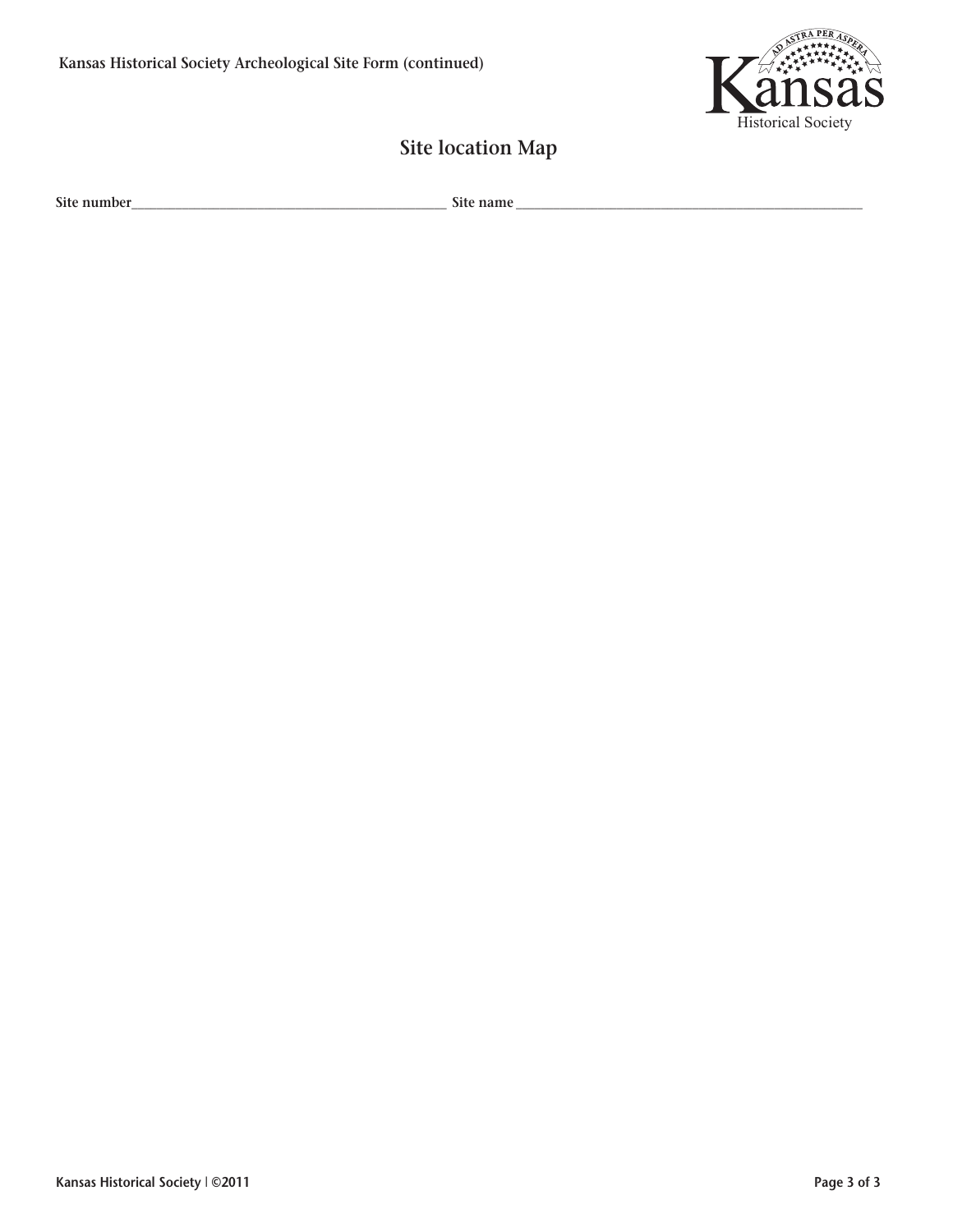# Site location Map

**Site number**\_\_\_\_\_\_\_\_\_\_\_\_\_\_\_\_\_\_\_\_\_\_\_\_\_\_\_\_\_\_\_\_\_\_\_\_\_\_\_\_ **Site name** \_\_\_\_\_\_\_\_\_\_\_\_\_\_\_\_\_\_\_\_\_\_\_\_\_\_\_\_\_\_\_\_\_\_\_\_\_\_\_\_\_\_\_\_\_